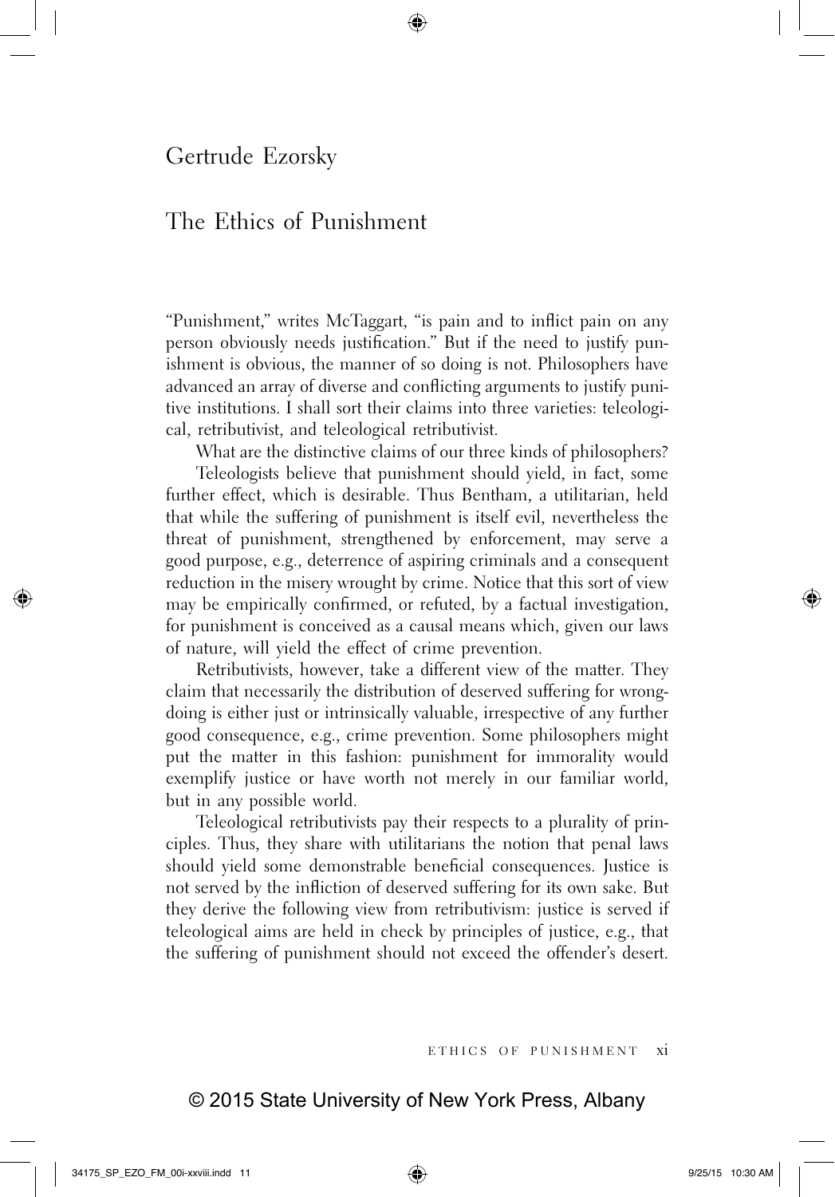Gertrude Ezorsky

# The Ethics of Punishment

"Punishment," writes McTaggart, "is pain and to inflict pain on any person obviously needs justification." But if the need to justify punishment is obvious, the manner of so doing is not. Philosophers have advanced an array of diverse and conflicting arguments to justify punitive institutions. I shall sort their claims into three varieties: teleological, retributivist, and teleological retributivist.

What are the distinctive claims of our three kinds of philosophers?

Teleologists believe that punishment should yield, in fact, some further effect, which is desirable. Thus Bentham, a utilitarian, held that while the suffering of punishment is itself evil, nevertheless the threat of punishment, strengthened by enforcement, may serve a good purpose, e.g., deterrence of aspiring criminals and a consequent reduction in the misery wrought by crime. Notice that this sort of view may be empirically confirmed, or refuted, by a factual investigation, for punishment is conceived as a causal means which, given our laws of nature, will yield the effect of crime prevention.

Retributivists, however, take a different view of the matter. They claim that necessarily the distribution of deserved suffering for wrongdoing is either just or intrinsically valuable, irrespective of any further good consequence, e.g., crime prevention. Some philosophers might put the matter in this fashion: punishment for immorality would exemplify justice or have worth not merely in our familiar world, but in any possible world.

Teleological retributivists pay their respects to a plurality of principles. Thus, they share with utilitarians the notion that penal laws should yield some demonstrable beneficial consequences. Justice is not served by the infliction of deserved suffering for its own sake. But they derive the following view from retributivism: justice is served if teleological aims are held in check by principles of justice, e.g., that the suffering of punishment should not exceed the offender's desert.

© 2015 State University of New York Press, Albany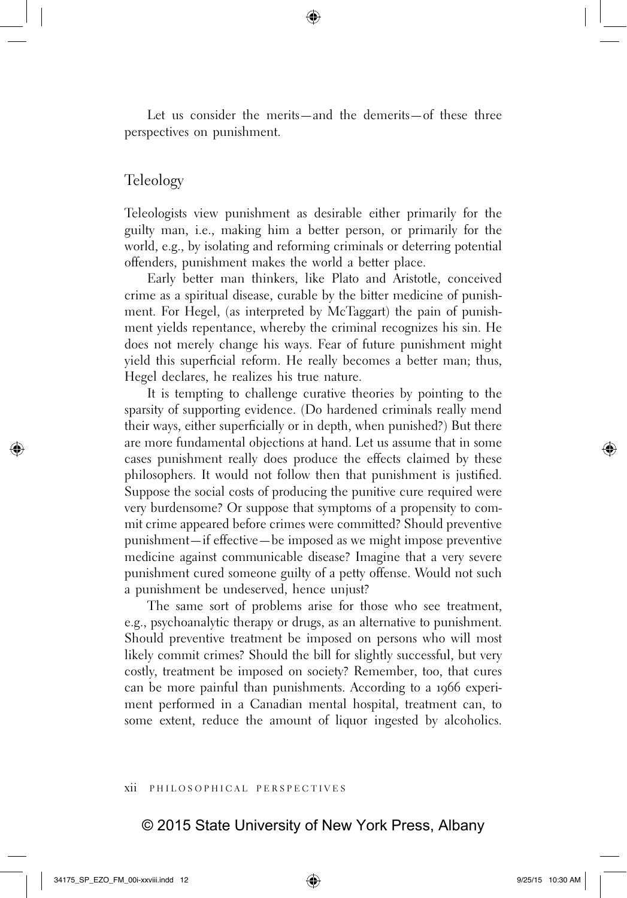Let us consider the merits—and the demerits—of these three perspectives on punishment.

## Teleology

Teleologists view punishment as desirable either primarily for the guilty man, i.e., making him a better person, or primarily for the world, e.g., by isolating and reforming criminals or deterring potential offenders, punishment makes the world a better place.

Early better man thinkers, like Plato and Aristotle, conceived crime as a spiritual disease, curable by the bitter medicine of punishment. For Hegel, (as interpreted by McTaggart) the pain of punishment yields repentance, whereby the criminal recognizes his sin. He does not merely change his ways. Fear of future punishment might yield this superficial reform. He really becomes a better man; thus, Hegel declares, he realizes his true nature.

It is tempting to challenge curative theories by pointing to the sparsity of supporting evidence. (Do hardened criminals really mend their ways, either superficially or in depth, when punished?) But there are more fundamental objections at hand. Let us assume that in some cases punishment really does produce the effects claimed by these philosophers. It would not follow then that punishment is justified. Suppose the social costs of producing the punitive cure required were very burdensome? Or suppose that symptoms of a propensity to commit crime appeared before crimes were committed? Should preventive punishment—if effective—be imposed as we might impose preventive medicine against communicable disease? Imagine that a very severe punishment cured someone guilty of a petty offense. Would not such a punishment be undeserved, hence unjust?

The same sort of problems arise for those who see treatment, e.g., psychoanalytic therapy or drugs, as an alternative to punishment. Should preventive treatment be imposed on persons who will most likely commit crimes? Should the bill for slightly successful, but very costly, treatment be imposed on society? Remember, too, that cures can be more painful than punishments. According to a 1966 experiment performed in a Canadian mental hospital, treatment can, to some extent, reduce the amount of liquor ingested by alcoholics.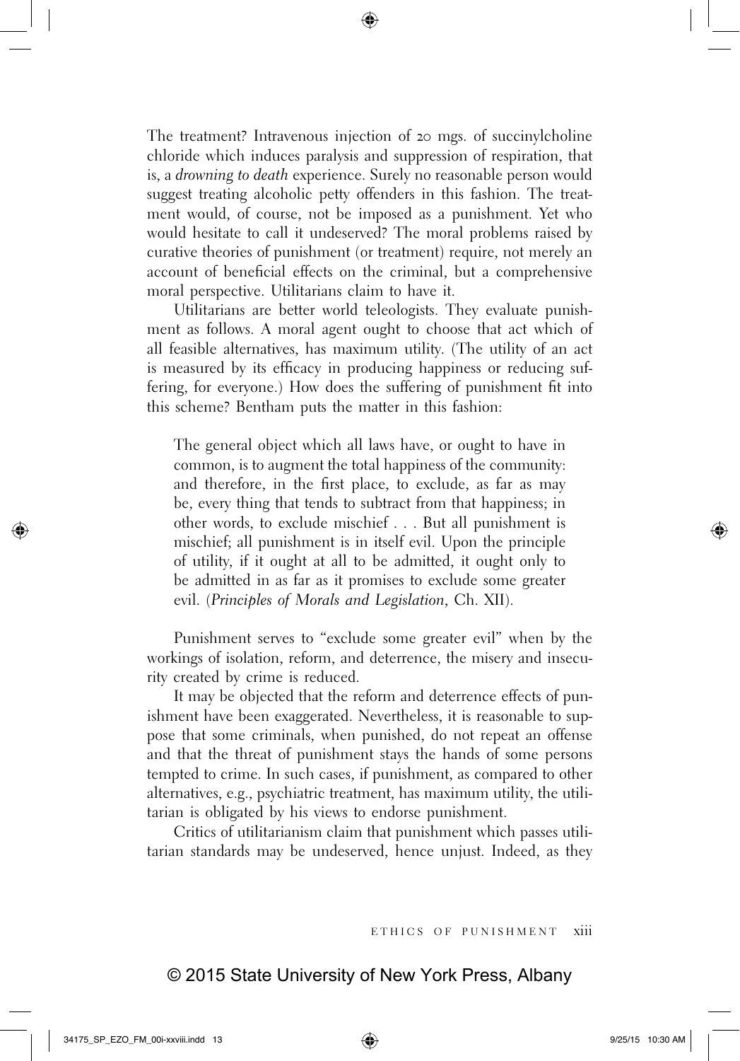The treatment? Intravenous injection of 20 mgs. of succinylcholine chloride which induces paralysis and suppression of respiration, that is, a *drowning to death* experience. Surely no reasonable person would suggest treating alcoholic petty offenders in this fashion. The treatment would, of course, not be imposed as a punishment. Yet who would hesitate to call it undeserved? The moral problems raised by curative theories of punishment (or treatment) require, not merely an account of beneficial effects on the criminal, but a comprehensive moral perspective. Utilitarians claim to have it.

Utilitarians are better world teleologists. They evaluate punishment as follows. A moral agent ought to choose that act which of all feasible alternatives, has maximum utility. (The utility of an act is measured by its efficacy in producing happiness or reducing suffering, for everyone.) How does the suffering of punishment fit into this scheme? Bentham puts the matter in this fashion:

> The general object which all laws have, or ought to have in common, is to augment the total happiness of the community: and therefore, in the first place, to exclude, as far as may be, every thing that tends to subtract from that happiness; in other words, to exclude mischief . . . But all punishment is mischief; all punishment is in itself evil. Upon the principle of utility, if it ought at all to be admitted, it ought only to be admitted in as far as it promises to exclude some greater evil. (*Principles of Morals and Legislation*, Ch. XII).

Punishment serves to "exclude some greater evil" when by the workings of isolation, reform, and deterrence, the misery and insecurity created by crime is reduced.

It may be objected that the reform and deterrence effects of punishment have been exaggerated. Nevertheless, it is reasonable to suppose that some criminals, when punished, do not repeat an offense and that the threat of punishment stays the hands of some persons tempted to crime. In such cases, if punishment, as compared to other alternatives, e.g., psychiatric treatment, has maximum utility, the utilitarian is obligated by his views to endorse punishment.

Critics of utilitarianism claim that punishment which passes utilitarian standards may be undeserved, hence unjust. Indeed, as they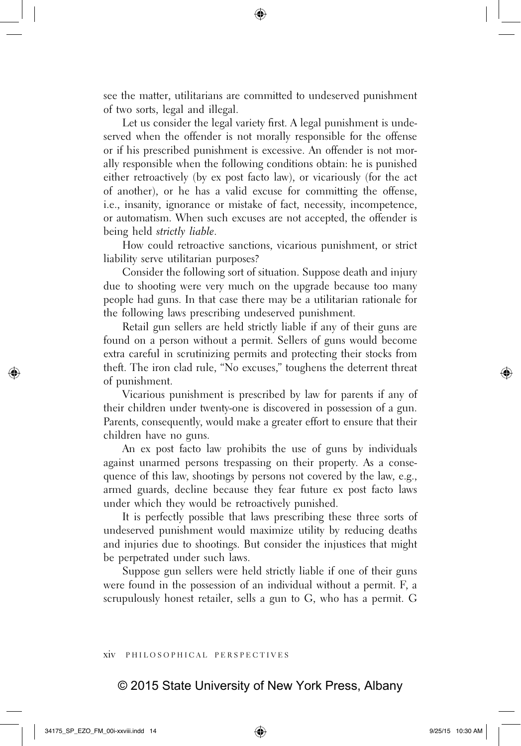see the matter, utilitarians are committed to undeserved punishment of two sorts, legal and illegal.

Let us consider the legal variety first. A legal punishment is undeserved when the offender is not morally responsible for the offense or if his prescribed punishment is excessive. An offender is not morally responsible when the following conditions obtain: he is punished either retroactively (by ex post facto law), or vicariously (for the act of another), or he has a valid excuse for committing the offense, i.e., insanity, ignorance or mistake of fact, necessity, incompetence, or automatism. When such excuses are not accepted, the offender is being held *strictly liable*.

How could retroactive sanctions, vicarious punishment, or strict liability serve utilitarian purposes?

Consider the following sort of situation. Suppose death and injury due to shooting were very much on the upgrade because too many people had guns. In that case there may be a utilitarian rationale for the following laws prescribing undeserved punishment.

Retail gun sellers are held strictly liable if any of their guns are found on a person without a permit. Sellers of guns would become extra careful in scrutinizing permits and protecting their stocks from theft. The iron clad rule, "No excuses," toughens the deterrent threat of punishment.

Vicarious punishment is prescribed by law for parents if any of their children under twenty-one is discovered in possession of a gun. Parents, consequently, would make a greater effort to ensure that their children have no guns.

An ex post facto law prohibits the use of guns by individuals against unarmed persons trespassing on their property. As a consequence of this law, shootings by persons not covered by the law, e.g., armed guards, decline because they fear future ex post facto laws under which they would be retroactively punished.

It is perfectly possible that laws prescribing these three sorts of undeserved punishment would maximize utility by reducing deaths and injuries due to shootings. But consider the injustices that might be perpetrated under such laws.

Suppose gun sellers were held strictly liable if one of their guns were found in the possession of an individual without a permit. F, a scrupulously honest retailer, sells a gun to G, who has a permit. G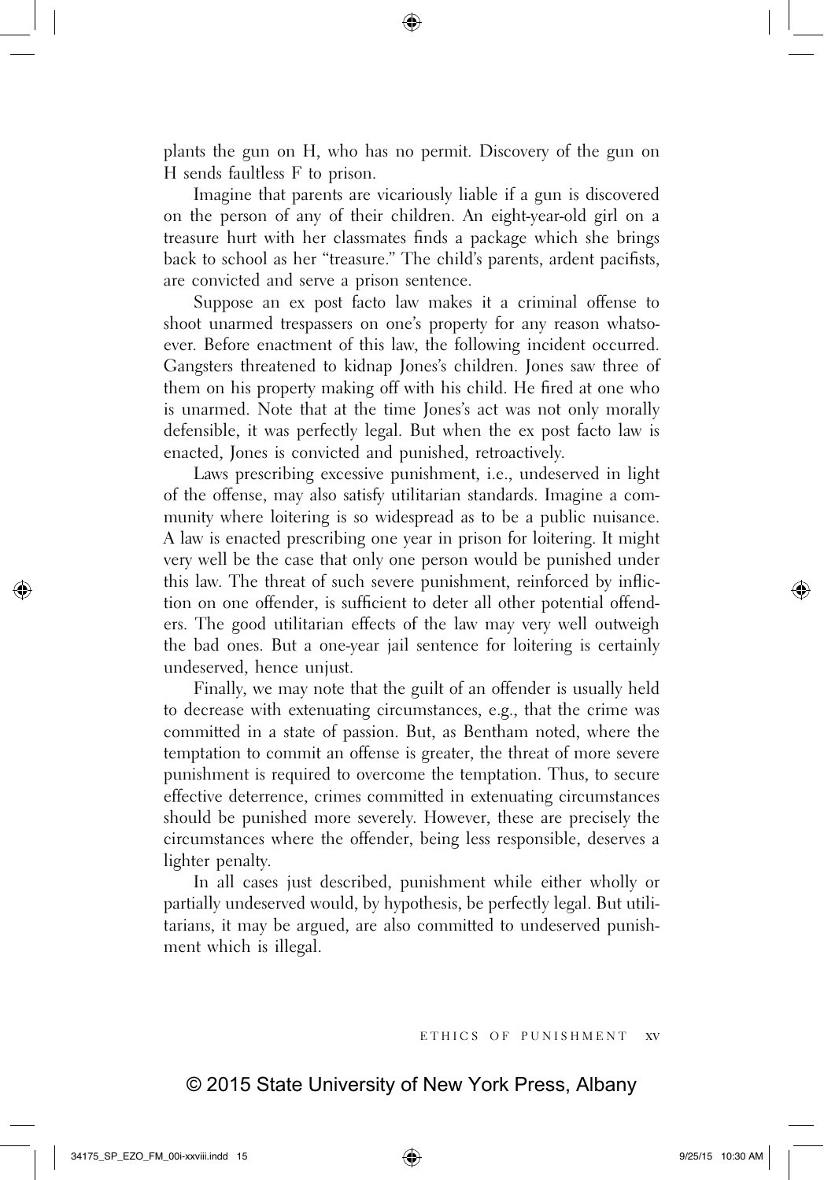plants the gun on H, who has no permit. Discovery of the gun on H sends faultless F to prison.

Imagine that parents are vicariously liable if a gun is discovered on the person of any of their children. An eight-year-old girl on a treasure hurt with her classmates finds a package which she brings back to school as her "treasure." The child's parents, ardent pacifists, are convicted and serve a prison sentence.

Suppose an ex post facto law makes it a criminal offense to shoot unarmed trespassers on one's property for any reason whatsoever. Before enactment of this law, the following incident occurred. Gangsters threatened to kidnap Jones's children. Jones saw three of them on his property making off with his child. He fired at one who is unarmed. Note that at the time Jones's act was not only morally defensible, it was perfectly legal. But when the ex post facto law is enacted, Jones is convicted and punished, retroactively.

Laws prescribing excessive punishment, i.e., undeserved in light of the offense, may also satisfy utilitarian standards. Imagine a community where loitering is so widespread as to be a public nuisance. A law is enacted prescribing one year in prison for loitering. It might very well be the case that only one person would be punished under this law. The threat of such severe punishment, reinforced by infliction on one offender, is sufficient to deter all other potential offenders. The good utilitarian effects of the law may very well outweigh the bad ones. But a one-year jail sentence for loitering is certainly undeserved, hence unjust.

Finally, we may note that the guilt of an offender is usually held to decrease with extenuating circumstances, e.g., that the crime was committed in a state of passion. But, as Bentham noted, where the temptation to commit an offense is greater, the threat of more severe punishment is required to overcome the temptation. Thus, to secure effective deterrence, crimes committed in extenuating circumstances should be punished more severely. However, these are precisely the circumstances where the offender, being less responsible, deserves a lighter penalty.

In all cases just described, punishment while either wholly or partially undeserved would, by hypothesis, be perfectly legal. But utilitarians, it may be argued, are also committed to undeserved punishment which is illegal.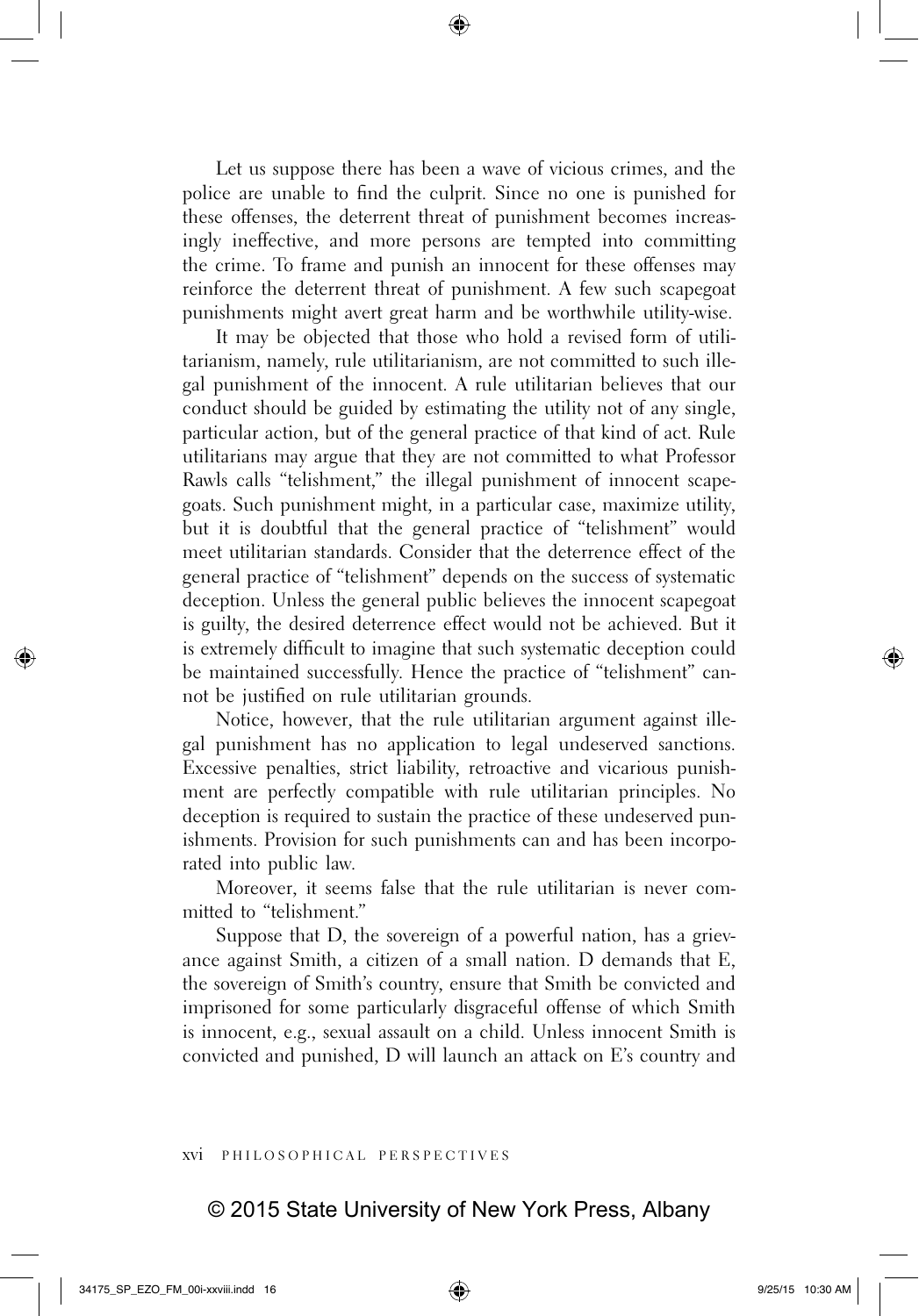Let us suppose there has been a wave of vicious crimes, and the police are unable to find the culprit. Since no one is punished for these offenses, the deterrent threat of punishment becomes increasingly ineffective, and more persons are tempted into committing the crime. To frame and punish an innocent for these offenses may reinforce the deterrent threat of punishment. A few such scapegoat punishments might avert great harm and be worthwhile utility-wise.

It may be objected that those who hold a revised form of utilitarianism, namely, rule utilitarianism, are not committed to such illegal punishment of the innocent. A rule utilitarian believes that our conduct should be guided by estimating the utility not of any single, particular action, but of the general practice of that kind of act. Rule utilitarians may argue that they are not committed to what Professor Rawls calls "telishment," the illegal punishment of innocent scapegoats. Such punishment might, in a particular case, maximize utility, but it is doubtful that the general practice of "telishment" would meet utilitarian standards. Consider that the deterrence effect of the general practice of "telishment" depends on the success of systematic deception. Unless the general public believes the innocent scapegoat is guilty, the desired deterrence effect would not be achieved. But it is extremely difficult to imagine that such systematic deception could be maintained successfully. Hence the practice of "telishment" cannot be justified on rule utilitarian grounds.

Notice, however, that the rule utilitarian argument against illegal punishment has no application to legal undeserved sanctions. Excessive penalties, strict liability, retroactive and vicarious punishment are perfectly compatible with rule utilitarian principles. No deception is required to sustain the practice of these undeserved punishments. Provision for such punishments can and has been incorporated into public law.

Moreover, it seems false that the rule utilitarian is never committed to "telishment."

Suppose that D, the sovereign of a powerful nation, has a grievance against Smith, a citizen of a small nation. D demands that E, the sovereign of Smith's country, ensure that Smith be convicted and imprisoned for some particularly disgraceful offense of which Smith is innocent, e.g., sexual assault on a child. Unless innocent Smith is convicted and punished, D will launch an attack on E's country and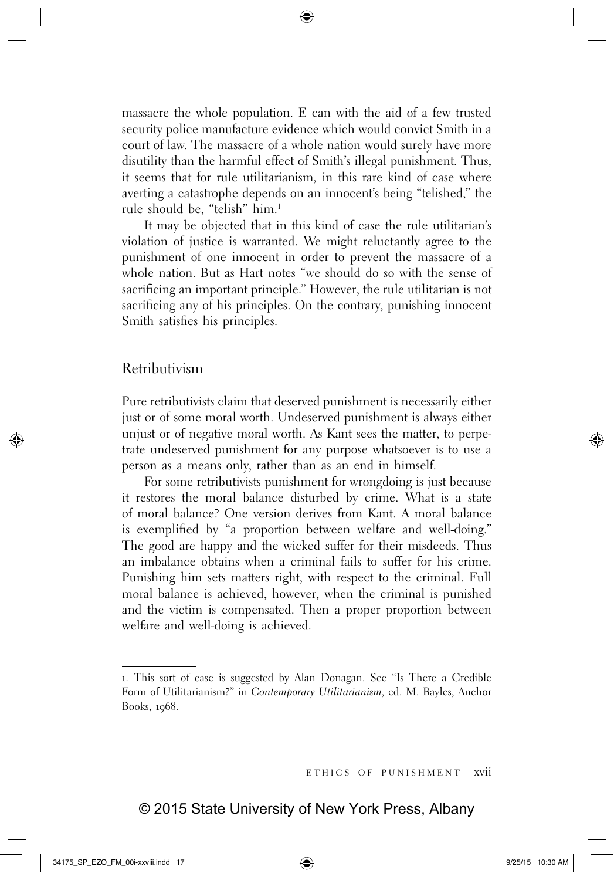massacre the whole population. E can with the aid of a few trusted security police manufacture evidence which would convict Smith in a court of law. The massacre of a whole nation would surely have more disutility than the harmful effect of Smith's illegal punishment. Thus, it seems that for rule utilitarianism, in this rare kind of case where averting a catastrophe depends on an innocent's being "telished," the rule should be, "telish" him.[1]

It may be objected that in this kind of case the rule utilitarian's violation of justice is warranted. We might reluctantly agree to the punishment of one innocent in order to prevent the massacre of a whole nation. But as Hart notes "we should do so with the sense of sacrificing an important principle." However, the rule utilitarian is not sacrificing any of his principles. On the contrary, punishing innocent Smith satisfies his principles.

## Retributivism

Pure retributivists claim that deserved punishment is necessarily either just or of some moral worth. Undeserved punishment is always either unjust or of negative moral worth. As Kant sees the matter, to perpetrate undeserved punishment for any purpose whatsoever is to use a person as a means only, rather than as an end in himself.

For some retributivists punishment for wrongdoing is just because it restores the moral balance disturbed by crime. What is a state of moral balance? One version derives from Kant. A moral balance is exemplified by "a proportion between welfare and well-doing." The good are happy and the wicked suffer for their misdeeds. Thus an imbalance obtains when a criminal fails to suffer for his crime. Punishing him sets matters right, with respect to the criminal. Full moral balance is achieved, however, when the criminal is punished and the victim is compensated. Then a proper proportion between welfare and well-doing is achieved.

---

1. This sort of case is suggested by Alan Donagan. See "Is There a Credible Form of Utilitarianism?" in *Contemporary Utilitarianism*, ed. M. Bayles, Anchor Books, 1968.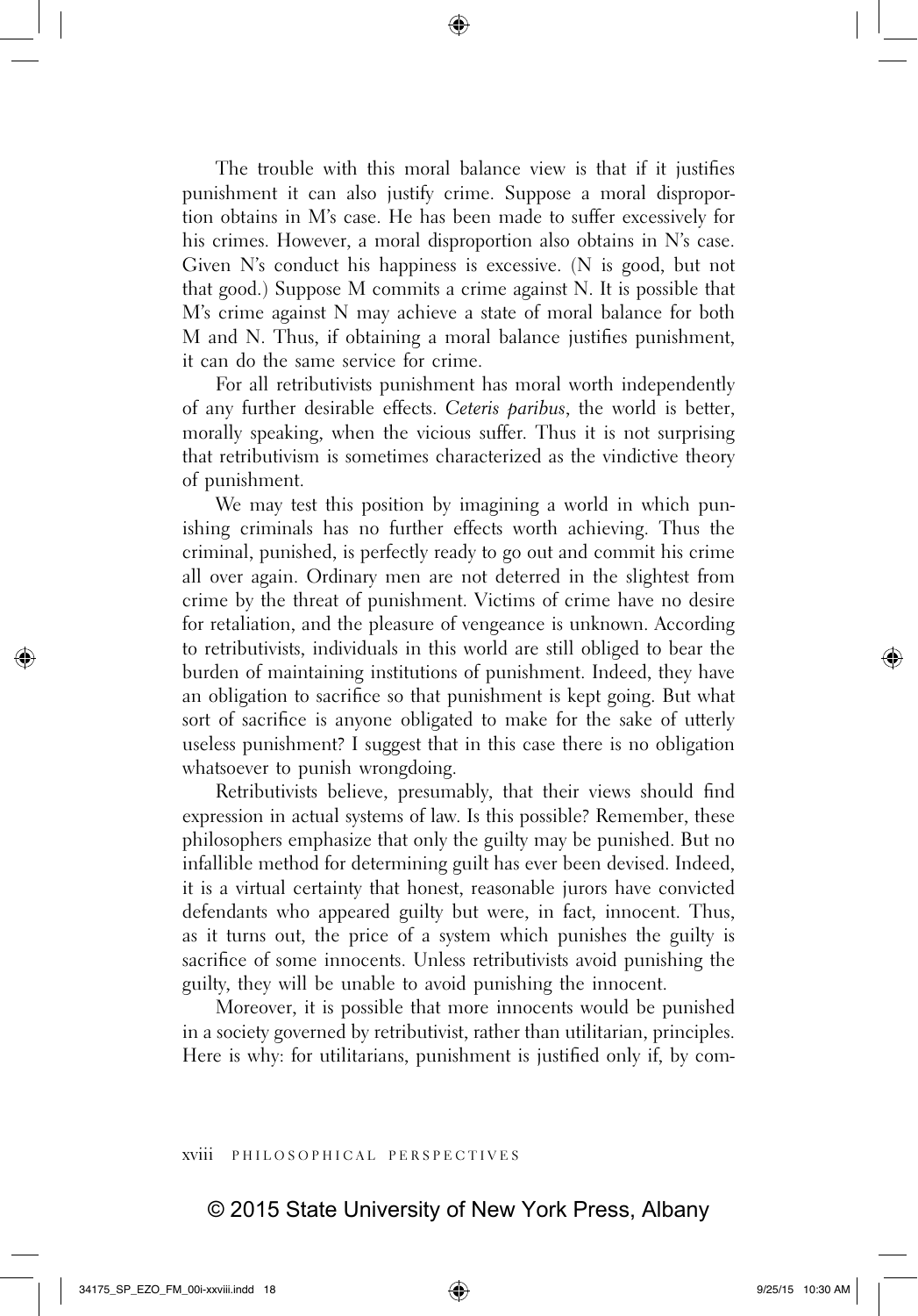The trouble with this moral balance view is that if it justifies punishment it can also justify crime. Suppose a moral disproportion obtains in M's case. He has been made to suffer excessively for his crimes. However, a moral disproportion also obtains in N's case. Given N's conduct his happiness is excessive. (N is good, but not that good.) Suppose M commits a crime against N. It is possible that M's crime against N may achieve a state of moral balance for both M and N. Thus, if obtaining a moral balance justifies punishment, it can do the same service for crime.

For all retributivists punishment has moral worth independently of any further desirable effects. *Ceteris paribus*, the world is better, morally speaking, when the vicious suffer. Thus it is not surprising that retributivism is sometimes characterized as the vindictive theory of punishment.

We may test this position by imagining a world in which punishing criminals has no further effects worth achieving. Thus the criminal, punished, is perfectly ready to go out and commit his crime all over again. Ordinary men are not deterred in the slightest from crime by the threat of punishment. Victims of crime have no desire for retaliation, and the pleasure of vengeance is unknown. According to retributivists, individuals in this world are still obliged to bear the burden of maintaining institutions of punishment. Indeed, they have an obligation to sacrifice so that punishment is kept going. But what sort of sacrifice is anyone obligated to make for the sake of utterly useless punishment? I suggest that in this case there is no obligation whatsoever to punish wrongdoing.

Retributivists believe, presumably, that their views should find expression in actual systems of law. Is this possible? Remember, these philosophers emphasize that only the guilty may be punished. But no infallible method for determining guilt has ever been devised. Indeed, it is a virtual certainty that honest, reasonable jurors have convicted defendants who appeared guilty but were, in fact, innocent. Thus, as it turns out, the price of a system which punishes the guilty is sacrifice of some innocents. Unless retributivists avoid punishing the guilty, they will be unable to avoid punishing the innocent.

Moreover, it is possible that more innocents would be punished in a society governed by retributivist, rather than utilitarian, principles. Here is why: for utilitarians, punishment is justified only if, by com-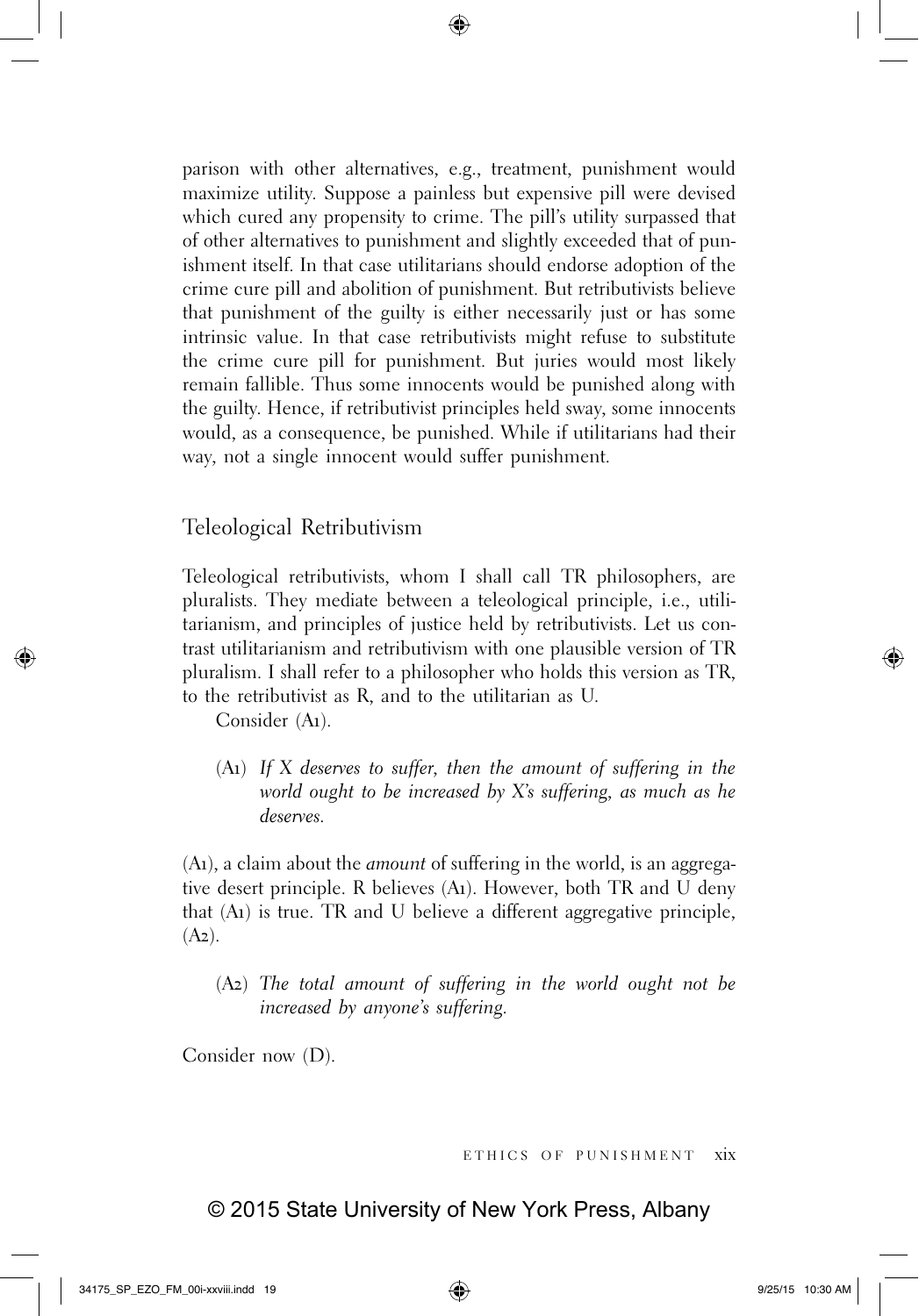parison with other alternatives, e.g., treatment, punishment would maximize utility. Suppose a painless but expensive pill were devised which cured any propensity to crime. The pill's utility surpassed that of other alternatives to punishment and slightly exceeded that of punishment itself. In that case utilitarians should endorse adoption of the crime cure pill and abolition of punishment. But retributivists believe that punishment of the guilty is either necessarily just or has some intrinsic value. In that case retributivists might refuse to substitute the crime cure pill for punishment. But juries would most likely remain fallible. Thus some innocents would be punished along with the guilty. Hence, if retributivist principles held sway, some innocents would, as a consequence, be punished. While if utilitarians had their way, not a single innocent would suffer punishment.

## Teleological Retributivism

Teleological retributivists, whom I shall call TR philosophers, are pluralists. They mediate between a teleological principle, i.e., utilitarianism, and principles of justice held by retributivists. Let us contrast utilitarianism and retributivism with one plausible version of TR pluralism. I shall refer to a philosopher who holds this version as TR, to the retributivist as R, and to the utilitarian as U.

Consider (A1).

> (A1) *If X deserves to suffer, then the amount of suffering in the world ought to be increased by X's suffering, as much as he deserves.*

(A1), a claim about the *amount* of suffering in the world, is an aggregative desert principle. R believes (A1). However, both TR and U deny that (A1) is true. TR and U believe a different aggregative principle, (A2).

> (A2) *The total amount of suffering in the world ought not be increased by anyone's suffering.*

Consider now (D).

© 2015 State University of New York Press, Albany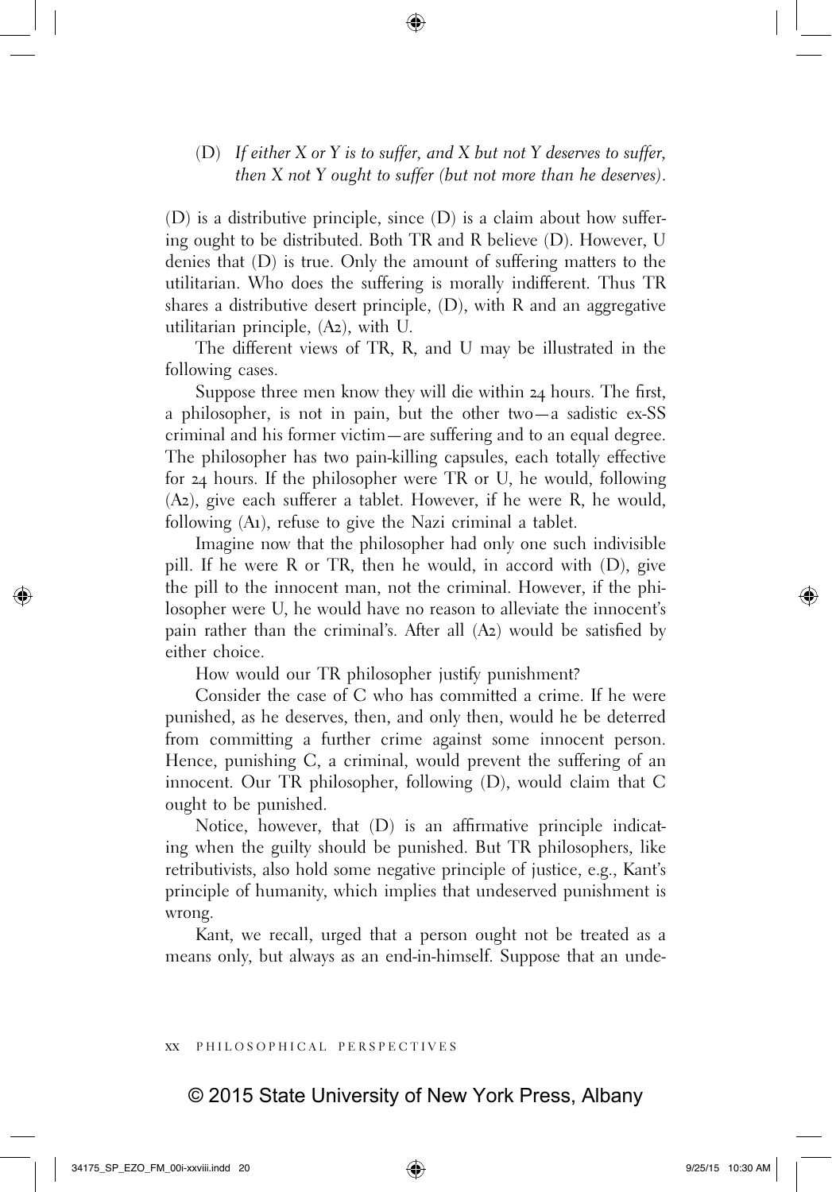(D) *If either X or Y is to suffer, and X but not Y deserves to suffer, then X not Y ought to suffer (but not more than he deserves).*

(D) is a distributive principle, since (D) is a claim about how suffering ought to be distributed. Both TR and R believe (D). However, U denies that (D) is true. Only the amount of suffering matters to the utilitarian. Who does the suffering is morally indifferent. Thus TR shares a distributive desert principle, (D), with R and an aggregative utilitarian principle, (A2), with U.

The different views of TR, R, and U may be illustrated in the following cases.

Suppose three men know they will die within 24 hours. The first, a philosopher, is not in pain, but the other two—a sadistic ex-SS criminal and his former victim—are suffering and to an equal degree. The philosopher has two pain-killing capsules, each totally effective for 24 hours. If the philosopher were TR or U, he would, following (A2), give each sufferer a tablet. However, if he were R, he would, following (A1), refuse to give the Nazi criminal a tablet.

Imagine now that the philosopher had only one such indivisible pill. If he were R or TR, then he would, in accord with (D), give the pill to the innocent man, not the criminal. However, if the philosopher were U, he would have no reason to alleviate the innocent's pain rather than the criminal's. After all (A2) would be satisfied by either choice.

How would our TR philosopher justify punishment?

Consider the case of C who has committed a crime. If he were punished, as he deserves, then, and only then, would he be deterred from committing a further crime against some innocent person. Hence, punishing C, a criminal, would prevent the suffering of an innocent. Our TR philosopher, following (D), would claim that C ought to be punished.

Notice, however, that (D) is an affirmative principle indicating when the guilty should be punished. But TR philosophers, like retributivists, also hold some negative principle of justice, e.g., Kant's principle of humanity, which implies that undeserved punishment is wrong.

Kant, we recall, urged that a person ought not be treated as a means only, but always as an end-in-himself. Suppose that an unde-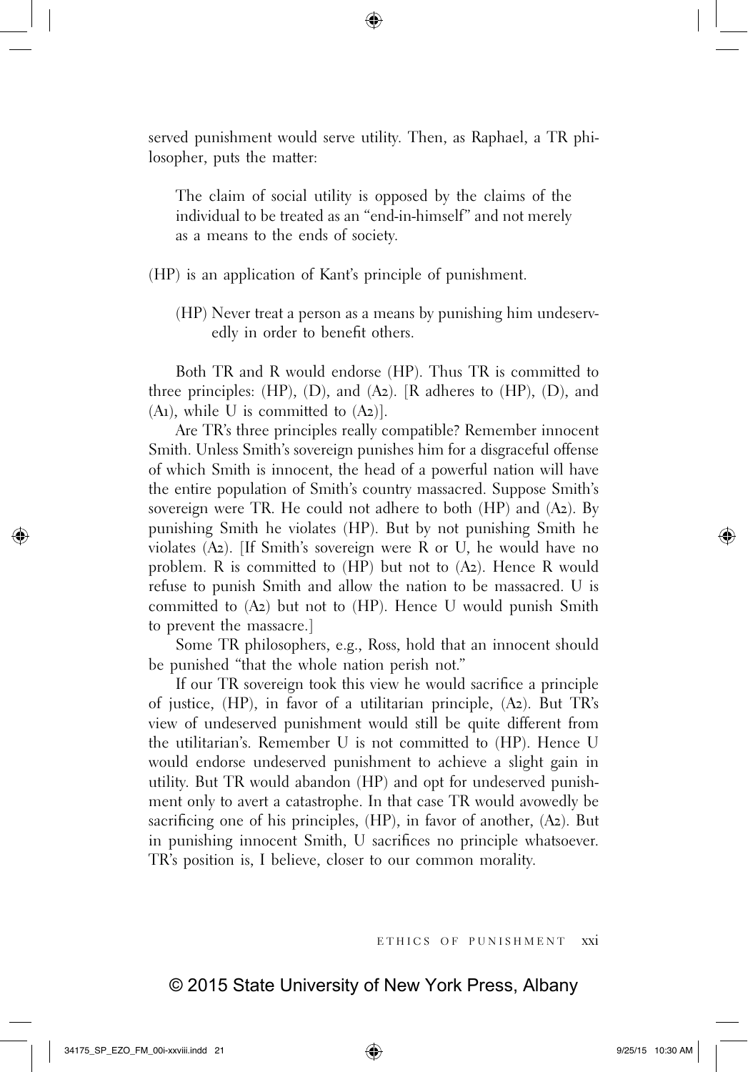served punishment would serve utility. Then, as Raphael, a TR philosopher, puts the matter:

> The claim of social utility is opposed by the claims of the individual to be treated as an "end-in-himself" and not merely as a means to the ends of society.

(HP) is an application of Kant's principle of punishment.

> (HP) Never treat a person as a means by punishing him undeservedly in order to benefit others.

Both TR and R would endorse (HP). Thus TR is committed to three principles: (HP), (D), and (A2). [R adheres to (HP), (D), and (A1), while U is committed to (A2)].

Are TR's three principles really compatible? Remember innocent Smith. Unless Smith's sovereign punishes him for a disgraceful offense of which Smith is innocent, the head of a powerful nation will have the entire population of Smith's country massacred. Suppose Smith's sovereign were TR. He could not adhere to both (HP) and (A2). By punishing Smith he violates (HP). But by not punishing Smith he violates (A2). [If Smith's sovereign were R or U, he would have no problem. R is committed to (HP) but not to (A2). Hence R would refuse to punish Smith and allow the nation to be massacred. U is committed to (A2) but not to (HP). Hence U would punish Smith to prevent the massacre.]

Some TR philosophers, e.g., Ross, hold that an innocent should be punished "that the whole nation perish not."

If our TR sovereign took this view he would sacrifice a principle of justice, (HP), in favor of a utilitarian principle, (A2). But TR's view of undeserved punishment would still be quite different from the utilitarian's. Remember U is not committed to (HP). Hence U would endorse undeserved punishment to achieve a slight gain in utility. But TR would abandon (HP) and opt for undeserved punishment only to avert a catastrophe. In that case TR would avowedly be sacrificing one of his principles, (HP), in favor of another, (A2). But in punishing innocent Smith, U sacrifices no principle whatsoever. TR's position is, I believe, closer to our common morality.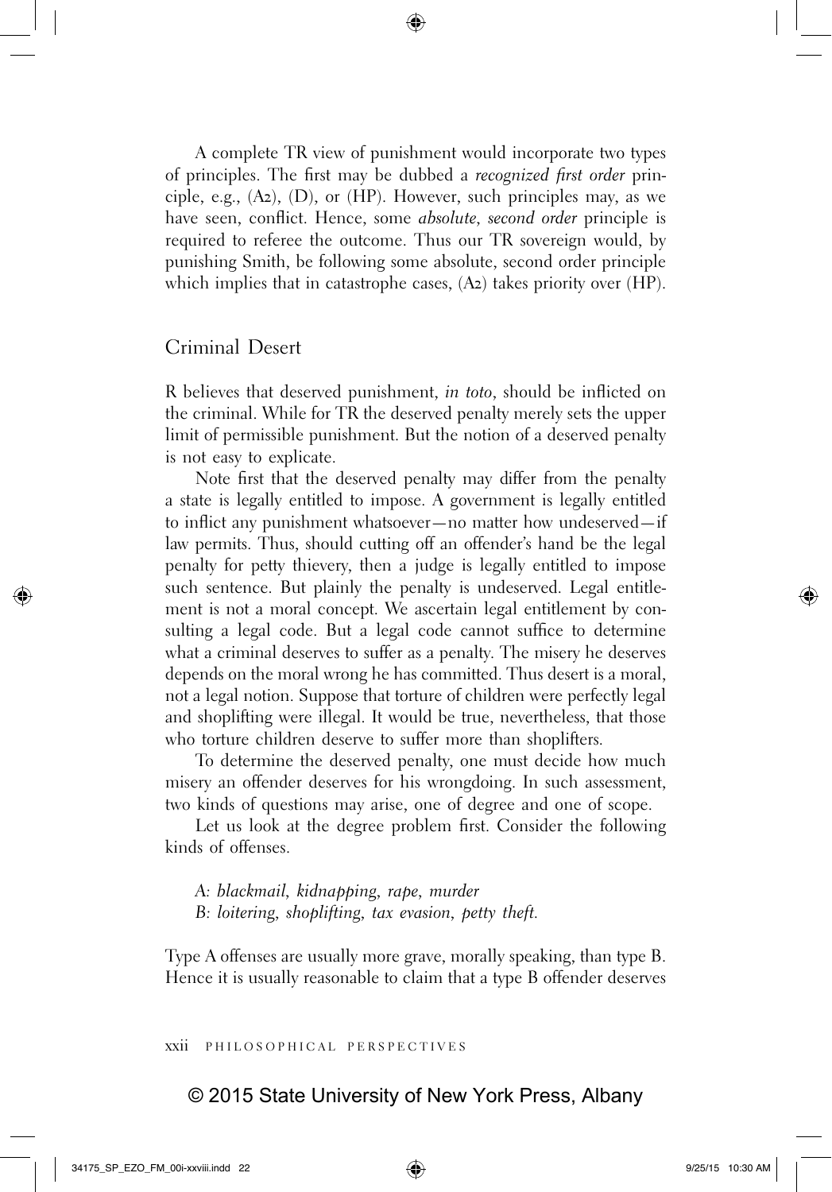A complete TR view of punishment would incorporate two types of principles. The first may be dubbed a *recognized first order* principle, e.g., (A2), (D), or (HP). However, such principles may, as we have seen, conflict. Hence, some *absolute, second order* principle is required to referee the outcome. Thus our TR sovereign would, by punishing Smith, be following some absolute, second order principle which implies that in catastrophe cases, (A2) takes priority over (HP).

## Criminal Desert

R believes that deserved punishment, *in toto*, should be inflicted on the criminal. While for TR the deserved penalty merely sets the upper limit of permissible punishment. But the notion of a deserved penalty is not easy to explicate.

Note first that the deserved penalty may differ from the penalty a state is legally entitled to impose. A government is legally entitled to inflict any punishment whatsoever—no matter how undeserved—if law permits. Thus, should cutting off an offender's hand be the legal penalty for petty thievery, then a judge is legally entitled to impose such sentence. But plainly the penalty is undeserved. Legal entitlement is not a moral concept. We ascertain legal entitlement by consulting a legal code. But a legal code cannot suffice to determine what a criminal deserves to suffer as a penalty. The misery he deserves depends on the moral wrong he has committed. Thus desert is a moral, not a legal notion. Suppose that torture of children were perfectly legal and shoplifting were illegal. It would be true, nevertheless, that those who torture children deserve to suffer more than shoplifters.

To determine the deserved penalty, one must decide how much misery an offender deserves for his wrongdoing. In such assessment, two kinds of questions may arise, one of degree and one of scope.

Let us look at the degree problem first. Consider the following kinds of offenses.

> *A: blackmail, kidnapping, rape, murder*
> *B: loitering, shoplifting, tax evasion, petty theft.*

Type A offenses are usually more grave, morally speaking, than type B. Hence it is usually reasonable to claim that a type B offender deserves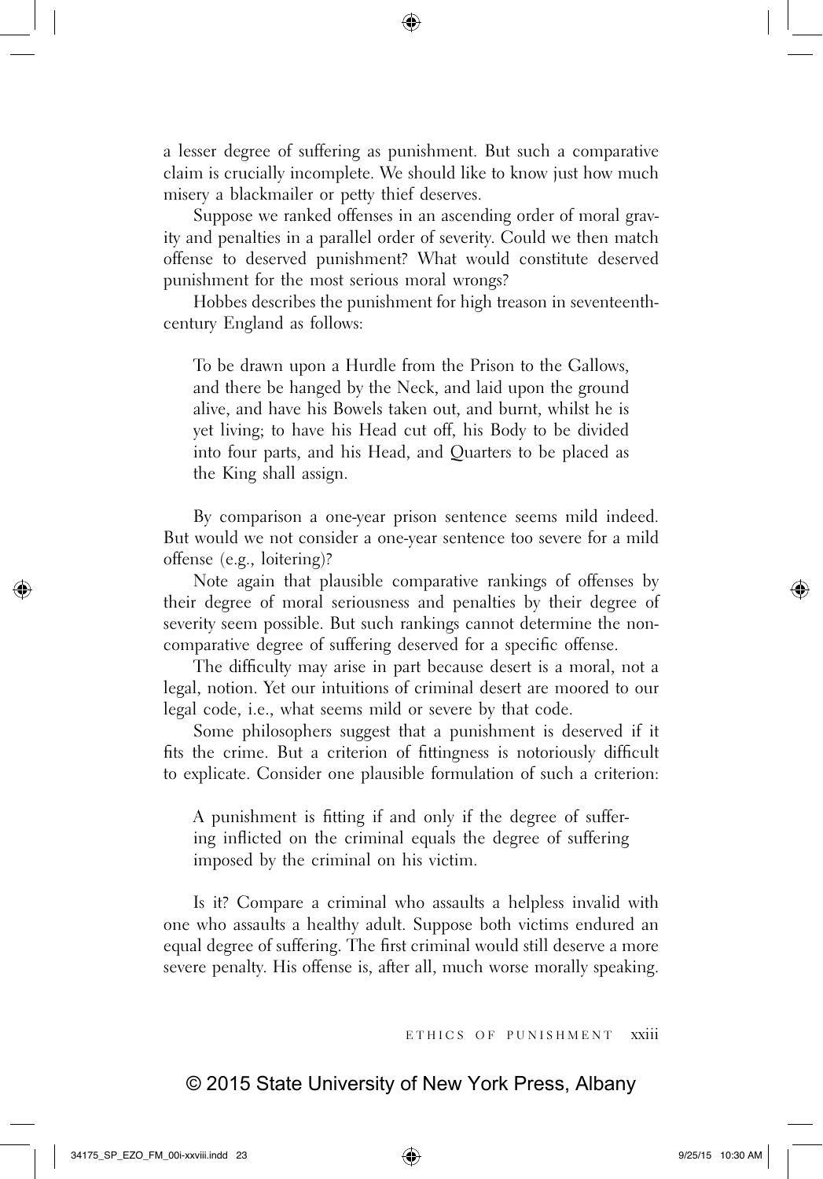a lesser degree of suffering as punishment. But such a comparative claim is crucially incomplete. We should like to know just how much misery a blackmailer or petty thief deserves.

Suppose we ranked offenses in an ascending order of moral gravity and penalties in a parallel order of severity. Could we then match offense to deserved punishment? What would constitute deserved punishment for the most serious moral wrongs?

Hobbes describes the punishment for high treason in seventeenth-century England as follows:

> To be drawn upon a Hurdle from the Prison to the Gallows, and there be hanged by the Neck, and laid upon the ground alive, and have his Bowels taken out, and burnt, whilst he is yet living; to have his Head cut off, his Body to be divided into four parts, and his Head, and Quarters to be placed as the King shall assign.

By comparison a one-year prison sentence seems mild indeed. But would we not consider a one-year sentence too severe for a mild offense (e.g., loitering)?

Note again that plausible comparative rankings of offenses by their degree of moral seriousness and penalties by their degree of severity seem possible. But such rankings cannot determine the noncomparative degree of suffering deserved for a specific offense.

The difficulty may arise in part because desert is a moral, not a legal, notion. Yet our intuitions of criminal desert are moored to our legal code, i.e., what seems mild or severe by that code.

Some philosophers suggest that a punishment is deserved if it fits the crime. But a criterion of fittingness is notoriously difficult to explicate. Consider one plausible formulation of such a criterion:

> A punishment is fitting if and only if the degree of suffering inflicted on the criminal equals the degree of suffering imposed by the criminal on his victim.

Is it? Compare a criminal who assaults a helpless invalid with one who assaults a healthy adult. Suppose both victims endured an equal degree of suffering. The first criminal would still deserve a more severe penalty. His offense is, after all, much worse morally speaking.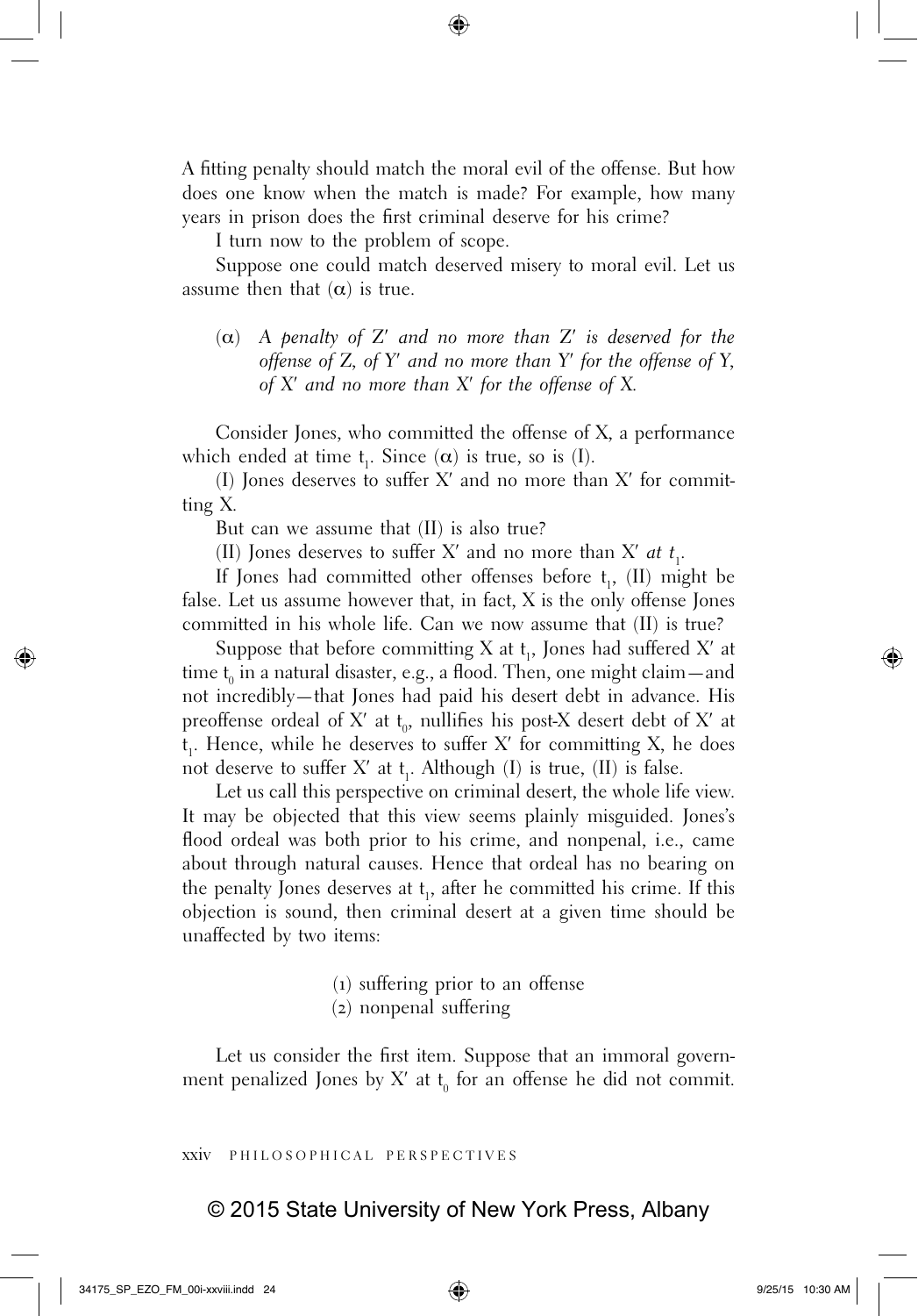A fitting penalty should match the moral evil of the offense. But how does one know when the match is made? For example, how many years in prison does the first criminal deserve for his crime?

I turn now to the problem of scope.

Suppose one could match deserved misery to moral evil. Let us assume then that ($\alpha$) is true.

> ($\alpha$) *A penalty of Z′ and no more than Z′ is deserved for the offense of Z, of Y′ and no more than Y′ for the offense of Y, of X′ and no more than X′ for the offense of X.*

Consider Jones, who committed the offense of X, a performance which ended at time $t_1$. Since ($\alpha$) is true, so is (I).

(I) Jones deserves to suffer X′ and no more than X′ for committing X.

But can we assume that (II) is also true?

(II) Jones deserves to suffer X′ and no more than X′ *at $t_1$*.

If Jones had committed other offenses before $t_1$, (II) might be false. Let us assume however that, in fact, X is the only offense Jones committed in his whole life. Can we now assume that (II) is true?

Suppose that before committing X at $t_1$, Jones had suffered X′ at time $t_0$ in a natural disaster, e.g., a flood. Then, one might claim—and not incredibly—that Jones had paid his desert debt in advance. His preoffense ordeal of X′ at $t_0$, nullifies his post-X desert debt of X′ at $t_1$. Hence, while he deserves to suffer X′ for committing X, he does not deserve to suffer X′ at $t_1$. Although (I) is true, (II) is false.

Let us call this perspective on criminal desert, the whole life view. It may be objected that this view seems plainly misguided. Jones's flood ordeal was both prior to his crime, and nonpenal, i.e., came about through natural causes. Hence that ordeal has no bearing on the penalty Jones deserves at $t_1$, after he committed his crime. If this objection is sound, then criminal desert at a given time should be unaffected by two items:

(1) suffering prior to an offense
(2) nonpenal suffering

Let us consider the first item. Suppose that an immoral government penalized Jones by X′ at $t_0$ for an offense he did not commit.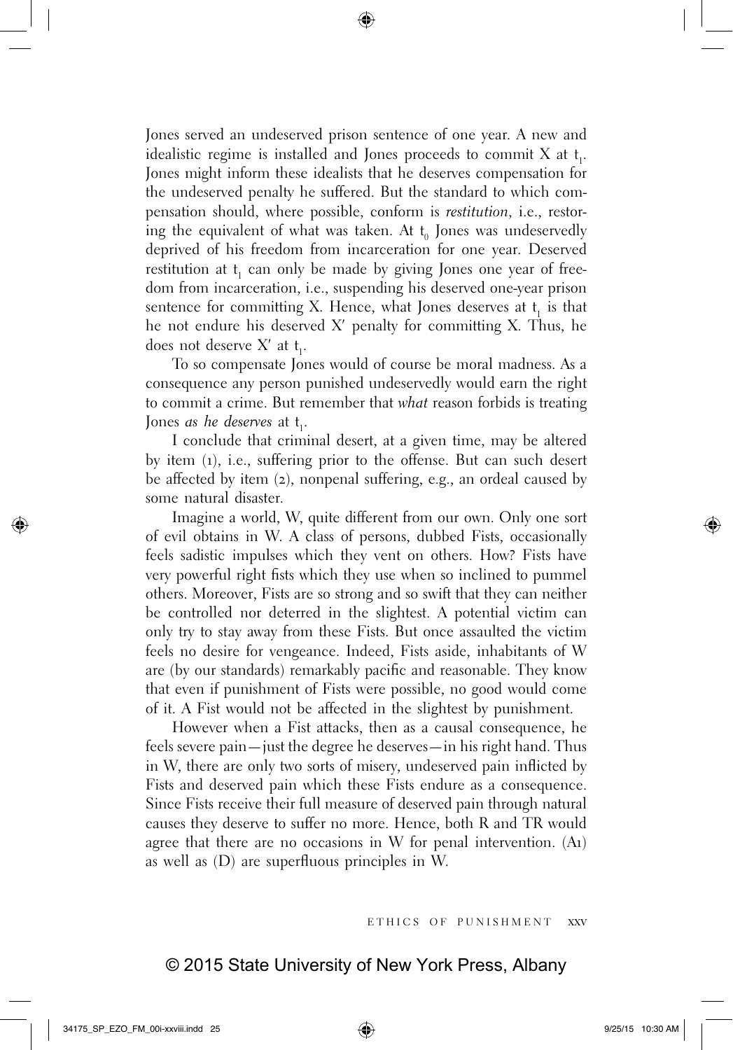Jones served an undeserved prison sentence of one year. A new and idealistic regime is installed and Jones proceeds to commit X at $t_1$. Jones might inform these idealists that he deserves compensation for the undeserved penalty he suffered. But the standard to which compensation should, where possible, conform is *restitution*, i.e., restoring the equivalent of what was taken. At $t_0$ Jones was undeservedly deprived of his freedom from incarceration for one year. Deserved restitution at $t_1$ can only be made by giving Jones one year of freedom from incarceration, i.e., suspending his deserved one-year prison sentence for committing X. Hence, what Jones deserves at $t_1$ is that he not endure his deserved X′ penalty for committing X. Thus, he does not deserve X′ at $t_1$.

To so compensate Jones would of course be moral madness. As a consequence any person punished undeservedly would earn the right to commit a crime. But remember that *what* reason forbids is treating Jones *as he deserves* at $t_1$.

I conclude that criminal desert, at a given time, may be altered by item (1), i.e., suffering prior to the offense. But can such desert be affected by item (2), nonpenal suffering, e.g., an ordeal caused by some natural disaster.

Imagine a world, W, quite different from our own. Only one sort of evil obtains in W. A class of persons, dubbed Fists, occasionally feels sadistic impulses which they vent on others. How? Fists have very powerful right fists which they use when so inclined to pummel others. Moreover, Fists are so strong and so swift that they can neither be controlled nor deterred in the slightest. A potential victim can only try to stay away from these Fists. But once assaulted the victim feels no desire for vengeance. Indeed, Fists aside, inhabitants of W are (by our standards) remarkably pacific and reasonable. They know that even if punishment of Fists were possible, no good would come of it. A Fist would not be affected in the slightest by punishment.

However when a Fist attacks, then as a causal consequence, he feels severe pain—just the degree he deserves—in his right hand. Thus in W, there are only two sorts of misery, undeserved pain inflicted by Fists and deserved pain which these Fists endure as a consequence. Since Fists receive their full measure of deserved pain through natural causes they deserve to suffer no more. Hence, both R and TR would agree that there are no occasions in W for penal intervention. (A1) as well as (D) are superfluous principles in W.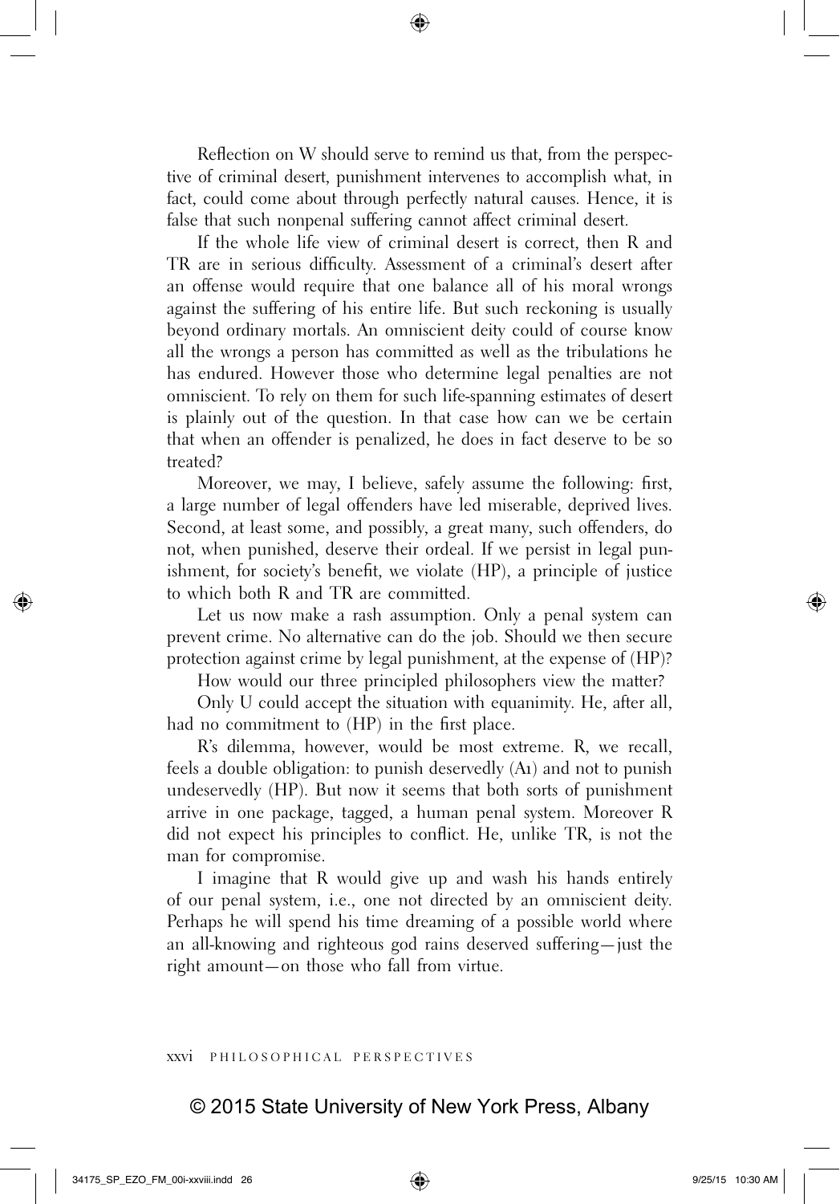Reflection on W should serve to remind us that, from the perspective of criminal desert, punishment intervenes to accomplish what, in fact, could come about through perfectly natural causes. Hence, it is false that such nonpenal suffering cannot affect criminal desert.

If the whole life view of criminal desert is correct, then R and TR are in serious difficulty. Assessment of a criminal's desert after an offense would require that one balance all of his moral wrongs against the suffering of his entire life. But such reckoning is usually beyond ordinary mortals. An omniscient deity could of course know all the wrongs a person has committed as well as the tribulations he has endured. However those who determine legal penalties are not omniscient. To rely on them for such life-spanning estimates of desert is plainly out of the question. In that case how can we be certain that when an offender is penalized, he does in fact deserve to be so treated?

Moreover, we may, I believe, safely assume the following: first, a large number of legal offenders have led miserable, deprived lives. Second, at least some, and possibly, a great many, such offenders, do not, when punished, deserve their ordeal. If we persist in legal punishment, for society's benefit, we violate (HP), a principle of justice to which both R and TR are committed.

Let us now make a rash assumption. Only a penal system can prevent crime. No alternative can do the job. Should we then secure protection against crime by legal punishment, at the expense of (HP)?

How would our three principled philosophers view the matter?

Only U could accept the situation with equanimity. He, after all, had no commitment to (HP) in the first place.

R's dilemma, however, would be most extreme. R, we recall, feels a double obligation: to punish deservedly (A1) and not to punish undeservedly (HP). But now it seems that both sorts of punishment arrive in one package, tagged, a human penal system. Moreover R did not expect his principles to conflict. He, unlike TR, is not the man for compromise.

I imagine that R would give up and wash his hands entirely of our penal system, i.e., one not directed by an omniscient deity. Perhaps he will spend his time dreaming of a possible world where an all-knowing and righteous god rains deserved suffering—just the right amount—on those who fall from virtue.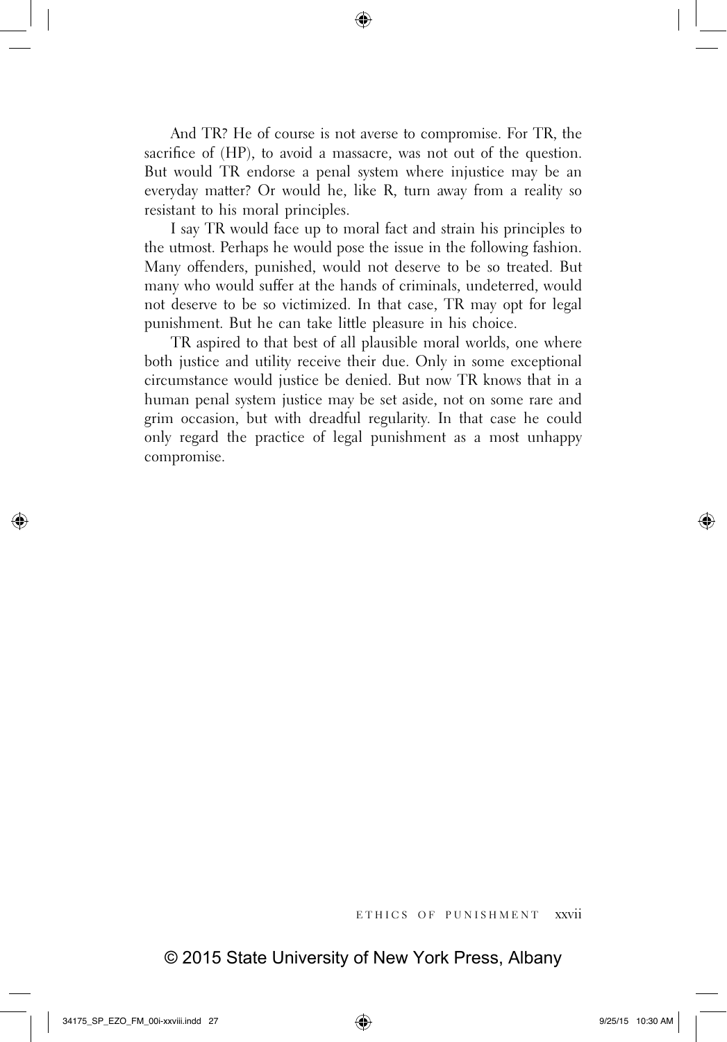And TR? He of course is not averse to compromise. For TR, the sacrifice of (HP), to avoid a massacre, was not out of the question. But would TR endorse a penal system where injustice may be an everyday matter? Or would he, like R, turn away from a reality so resistant to his moral principles.

I say TR would face up to moral fact and strain his principles to the utmost. Perhaps he would pose the issue in the following fashion. Many offenders, punished, would not deserve to be so treated. But many who would suffer at the hands of criminals, undeterred, would not deserve to be so victimized. In that case, TR may opt for legal punishment. But he can take little pleasure in his choice.

TR aspired to that best of all plausible moral worlds, one where both justice and utility receive their due. Only in some exceptional circumstance would justice be denied. But now TR knows that in a human penal system justice may be set aside, not on some rare and grim occasion, but with dreadful regularity. In that case he could only regard the practice of legal punishment as a most unhappy compromise.

© 2015 State University of New York Press, Albany